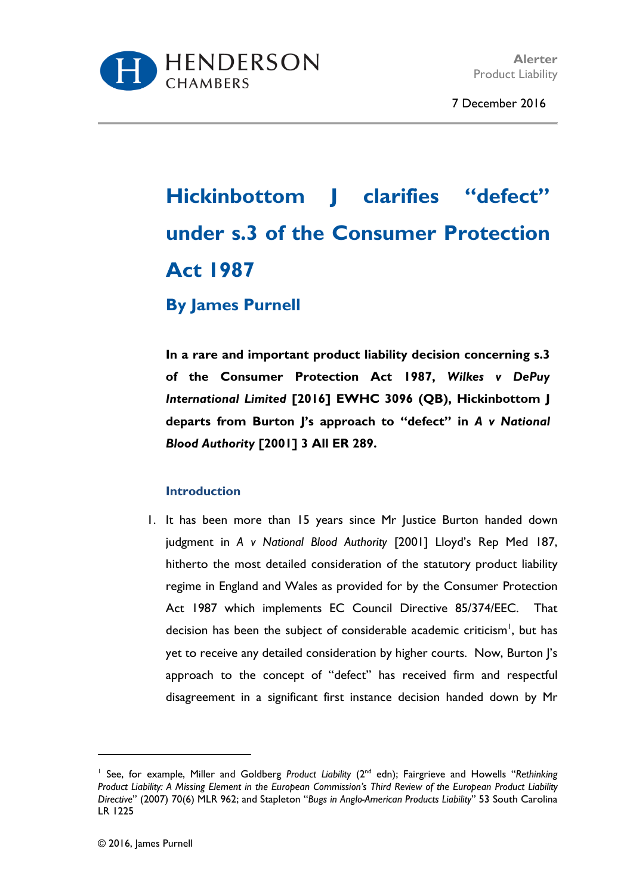HENDERSON CHAMBERS

**Alerter**
Product Liability

7 December 2016

# Hickinbottom J clarifies "defect" under s.3 of the Consumer Protection Act 1987

## By James Purnell

**In a rare and important product liability decision concerning s.3 of the Consumer Protection Act 1987, *Wilkes v DePuy International Limited* [2016] EWHC 3096 (QB), Hickinbottom J departs from Burton J's approach to "defect" in *A v National Blood Authority* [2001] 3 All ER 289.**

### Introduction

1. It has been more than 15 years since Mr Justice Burton handed down judgment in *A v National Blood Authority* [2001] Lloyd's Rep Med 187, hitherto the most detailed consideration of the statutory product liability regime in England and Wales as provided for by the Consumer Protection Act 1987 which implements EC Council Directive 85/374/EEC. That decision has been the subject of considerable academic criticism[1], but has yet to receive any detailed consideration by higher courts. Now, Burton J's approach to the concept of "defect" has received firm and respectful disagreement in a significant first instance decision handed down by Mr

---

[1] See, for example, Miller and Goldberg *Product Liability* (2nd edn); Fairgrieve and Howells "*Rethinking Product Liability: A Missing Element in the European Commission's Third Review of the European Product Liability Directive*" (2007) 70(6) MLR 962; and Stapleton "*Bugs in Anglo-American Products Liability*" 53 South Carolina LR 1225

© 2016, James Purnell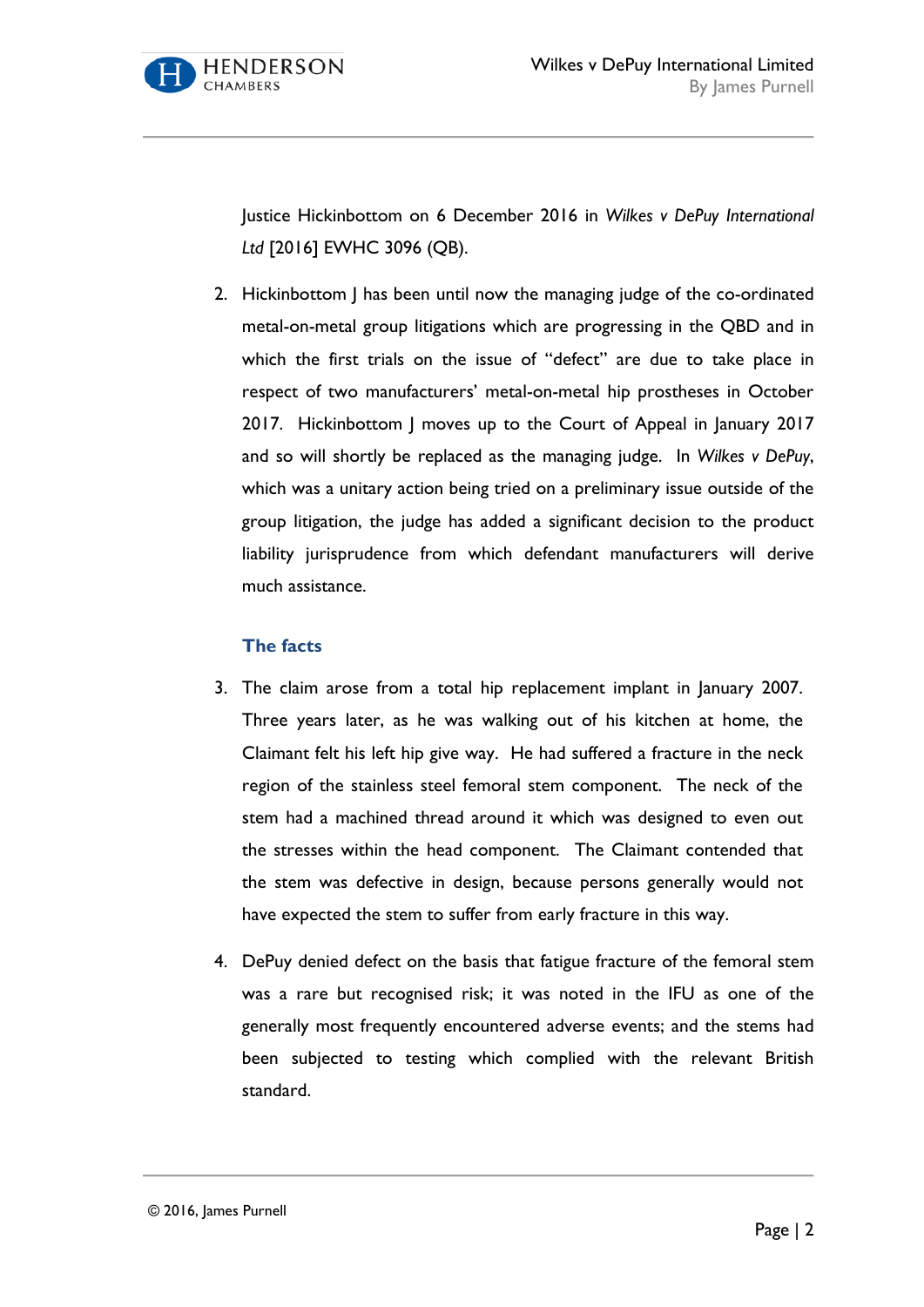Justice Hickinbottom on 6 December 2016 in *Wilkes v DePuy International Ltd* [2016] EWHC 3096 (QB).

2. Hickinbottom J has been until now the managing judge of the co-ordinated metal-on-metal group litigations which are progressing in the QBD and in which the first trials on the issue of "defect" are due to take place in respect of two manufacturers' metal-on-metal hip prostheses in October 2017. Hickinbottom J moves up to the Court of Appeal in January 2017 and so will shortly be replaced as the managing judge. In *Wilkes v DePuy*, which was a unitary action being tried on a preliminary issue outside of the group litigation, the judge has added a significant decision to the product liability jurisprudence from which defendant manufacturers will derive much assistance.

### The facts

3. The claim arose from a total hip replacement implant in January 2007. Three years later, as he was walking out of his kitchen at home, the Claimant felt his left hip give way. He had suffered a fracture in the neck region of the stainless steel femoral stem component. The neck of the stem had a machined thread around it which was designed to even out the stresses within the head component. The Claimant contended that the stem was defective in design, because persons generally would not have expected the stem to suffer from early fracture in this way.

4. DePuy denied defect on the basis that fatigue fracture of the femoral stem was a rare but recognised risk; it was noted in the IFU as one of the generally most frequently encountered adverse events; and the stems had been subjected to testing which complied with the relevant British standard.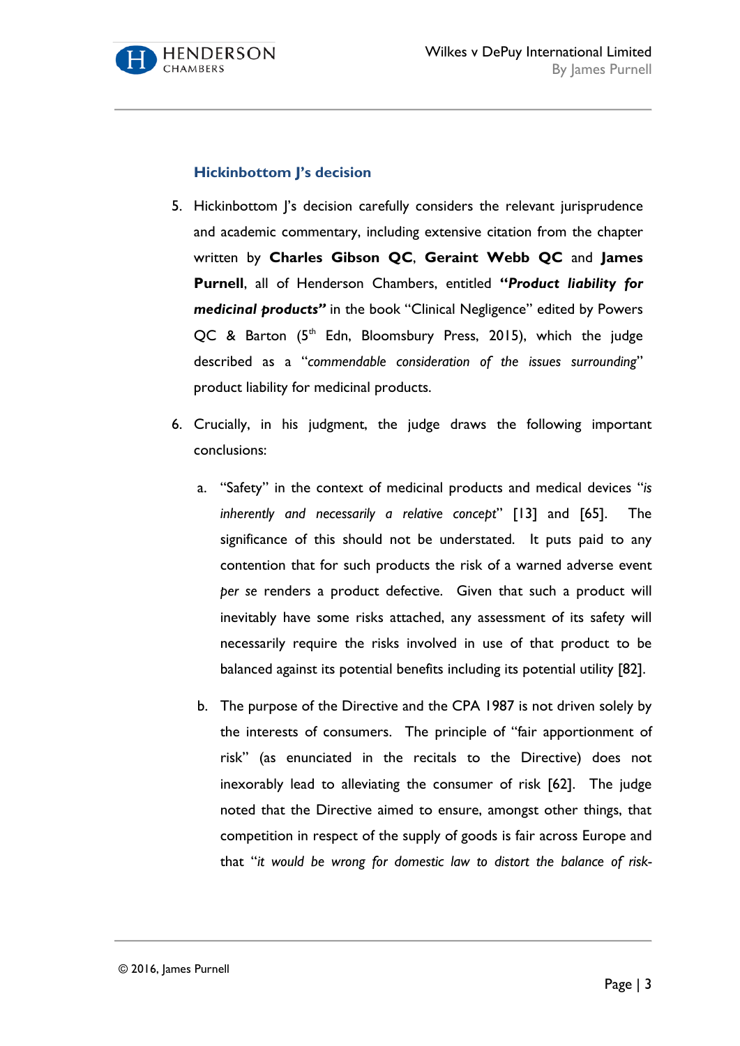### Hickinbottom J's decision

5. Hickinbottom J's decision carefully considers the relevant jurisprudence and academic commentary, including extensive citation from the chapter written by **Charles Gibson QC**, **Geraint Webb QC** and **James Purnell**, all of Henderson Chambers, entitled ***"Product liability for medicinal products"*** in the book "Clinical Negligence" edited by Powers QC & Barton (5th Edn, Bloomsbury Press, 2015), which the judge described as a "*commendable consideration of the issues surrounding*" product liability for medicinal products.

6. Crucially, in his judgment, the judge draws the following important conclusions:

   a. "Safety" in the context of medicinal products and medical devices "*is inherently and necessarily a relative concept*" [13] and [65]. The significance of this should not be understated. It puts paid to any contention that for such products the risk of a warned adverse event *per se* renders a product defective. Given that such a product will inevitably have some risks attached, any assessment of its safety will necessarily require the risks involved in use of that product to be balanced against its potential benefits including its potential utility [82].

   b. The purpose of the Directive and the CPA 1987 is not driven solely by the interests of consumers. The principle of "fair apportionment of risk" (as enunciated in the recitals to the Directive) does not inexorably lead to alleviating the consumer of risk [62]. The judge noted that the Directive aimed to ensure, amongst other things, that competition in respect of the supply of goods is fair across Europe and that "*it would be wrong for domestic law to distort the balance of risk-*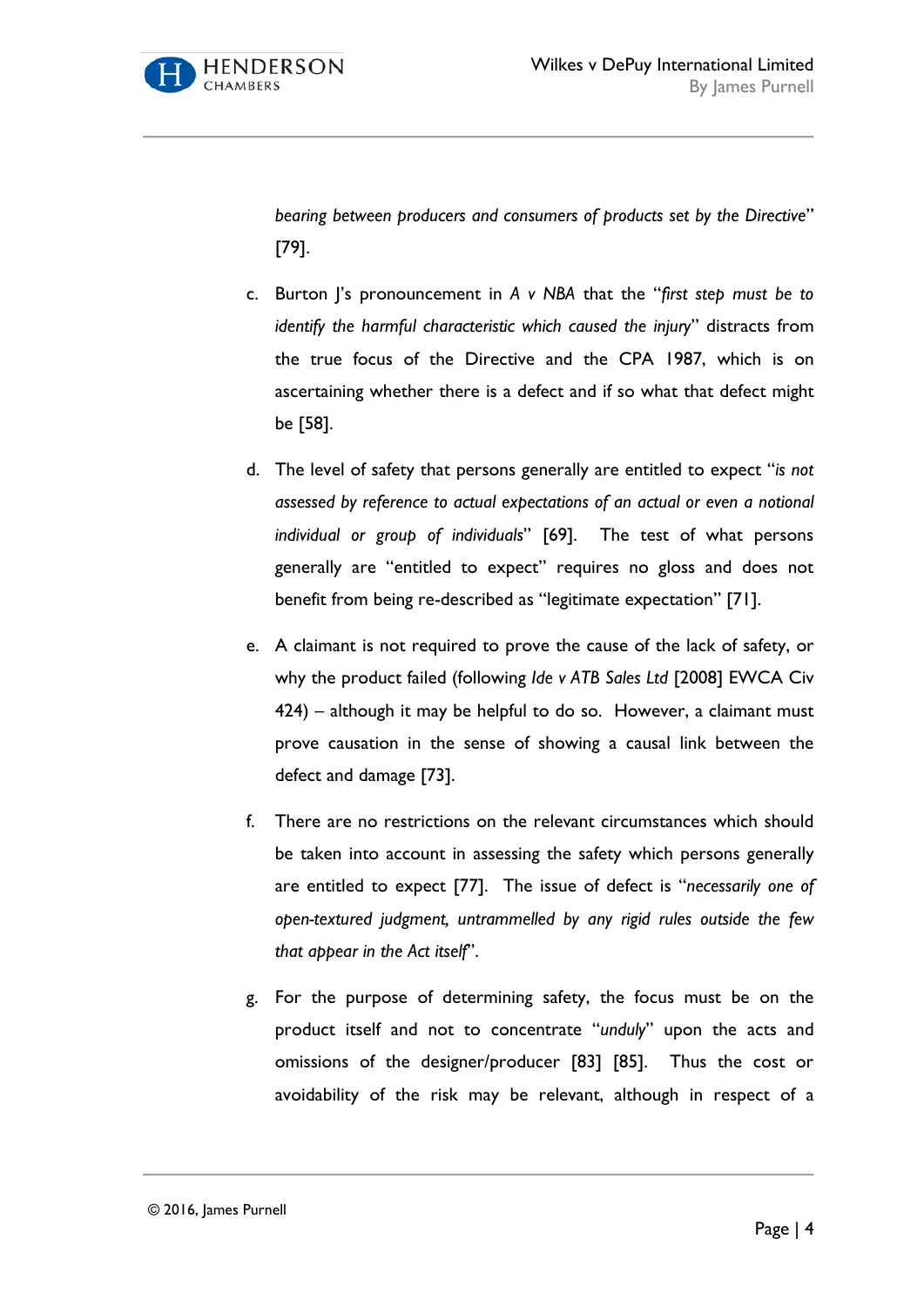*bearing between producers and consumers of products set by the Directive*" [79].

c. Burton J's pronouncement in *A v NBA* that the "*first step must be to identify the harmful characteristic which caused the injury*" distracts from the true focus of the Directive and the CPA 1987, which is on ascertaining whether there is a defect and if so what that defect might be [58].

d. The level of safety that persons generally are entitled to expect "*is not assessed by reference to actual expectations of an actual or even a notional individual or group of individuals*" [69]. The test of what persons generally are "entitled to expect" requires no gloss and does not benefit from being re-described as "legitimate expectation" [71].

e. A claimant is not required to prove the cause of the lack of safety, or why the product failed (following *Ide v ATB Sales Ltd* [2008] EWCA Civ 424) – although it may be helpful to do so. However, a claimant must prove causation in the sense of showing a causal link between the defect and damage [73].

f. There are no restrictions on the relevant circumstances which should be taken into account in assessing the safety which persons generally are entitled to expect [77]. The issue of defect is "*necessarily one of open-textured judgment, untrammelled by any rigid rules outside the few that appear in the Act itself*".

g. For the purpose of determining safety, the focus must be on the product itself and not to concentrate "*unduly*" upon the acts and omissions of the designer/producer [83] [85]. Thus the cost or avoidability of the risk may be relevant, although in respect of a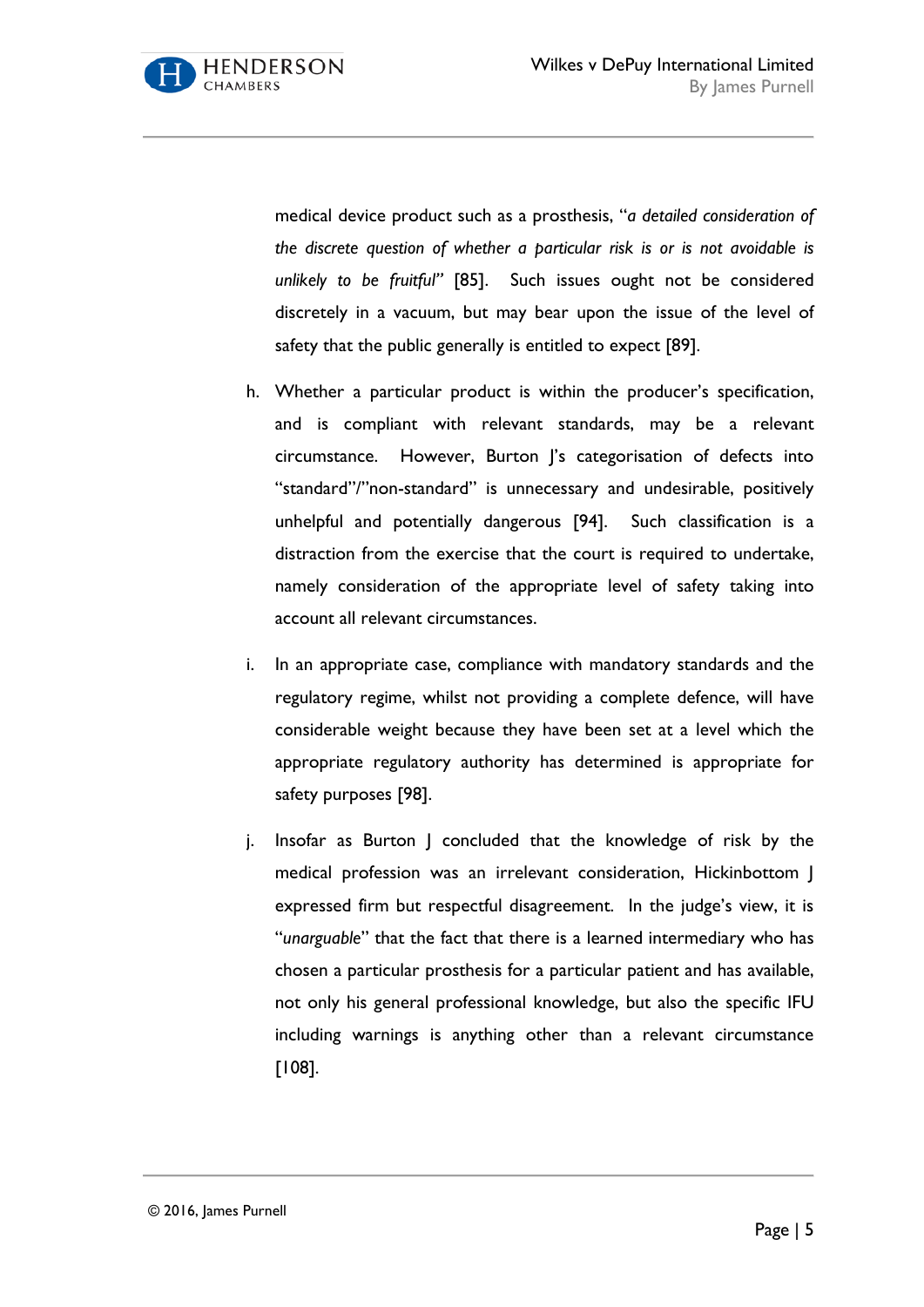medical device product such as a prosthesis, "*a detailed consideration of the discrete question of whether a particular risk is or is not avoidable is unlikely to be fruitful*" [85]. Such issues ought not be considered discretely in a vacuum, but may bear upon the issue of the level of safety that the public generally is entitled to expect [89].

h. Whether a particular product is within the producer's specification, and is compliant with relevant standards, may be a relevant circumstance. However, Burton J's categorisation of defects into "standard"/"non-standard" is unnecessary and undesirable, positively unhelpful and potentially dangerous [94]. Such classification is a distraction from the exercise that the court is required to undertake, namely consideration of the appropriate level of safety taking into account all relevant circumstances.

i. In an appropriate case, compliance with mandatory standards and the regulatory regime, whilst not providing a complete defence, will have considerable weight because they have been set at a level which the appropriate regulatory authority has determined is appropriate for safety purposes [98].

j. Insofar as Burton J concluded that the knowledge of risk by the medical profession was an irrelevant consideration, Hickinbottom J expressed firm but respectful disagreement. In the judge's view, it is "*unarguable*" that the fact that there is a learned intermediary who has chosen a particular prosthesis for a particular patient and has available, not only his general professional knowledge, but also the specific IFU including warnings is anything other than a relevant circumstance [108].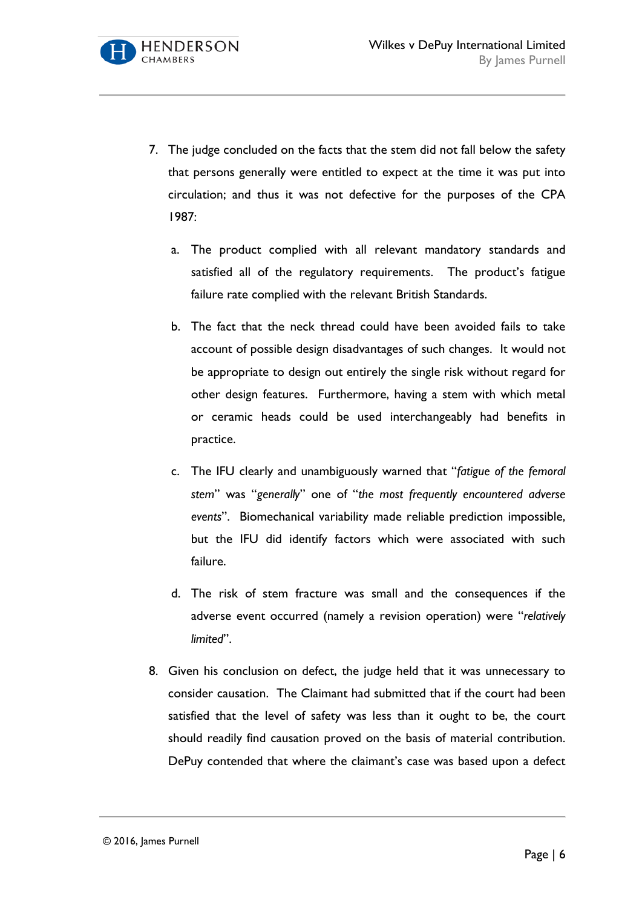7. The judge concluded on the facts that the stem did not fall below the safety that persons generally were entitled to expect at the time it was put into circulation; and thus it was not defective for the purposes of the CPA 1987:

    a. The product complied with all relevant mandatory standards and satisfied all of the regulatory requirements. The product's fatigue failure rate complied with the relevant British Standards.

    b. The fact that the neck thread could have been avoided fails to take account of possible design disadvantages of such changes. It would not be appropriate to design out entirely the single risk without regard for other design features. Furthermore, having a stem with which metal or ceramic heads could be used interchangeably had benefits in practice.

    c. The IFU clearly and unambiguously warned that "*fatigue of the femoral stem*" was "*generally*" one of "*the most frequently encountered adverse events*". Biomechanical variability made reliable prediction impossible, but the IFU did identify factors which were associated with such failure.

    d. The risk of stem fracture was small and the consequences if the adverse event occurred (namely a revision operation) were "*relatively limited*".

8. Given his conclusion on defect, the judge held that it was unnecessary to consider causation. The Claimant had submitted that if the court had been satisfied that the level of safety was less than it ought to be, the court should readily find causation proved on the basis of material contribution. DePuy contended that where the claimant's case was based upon a defect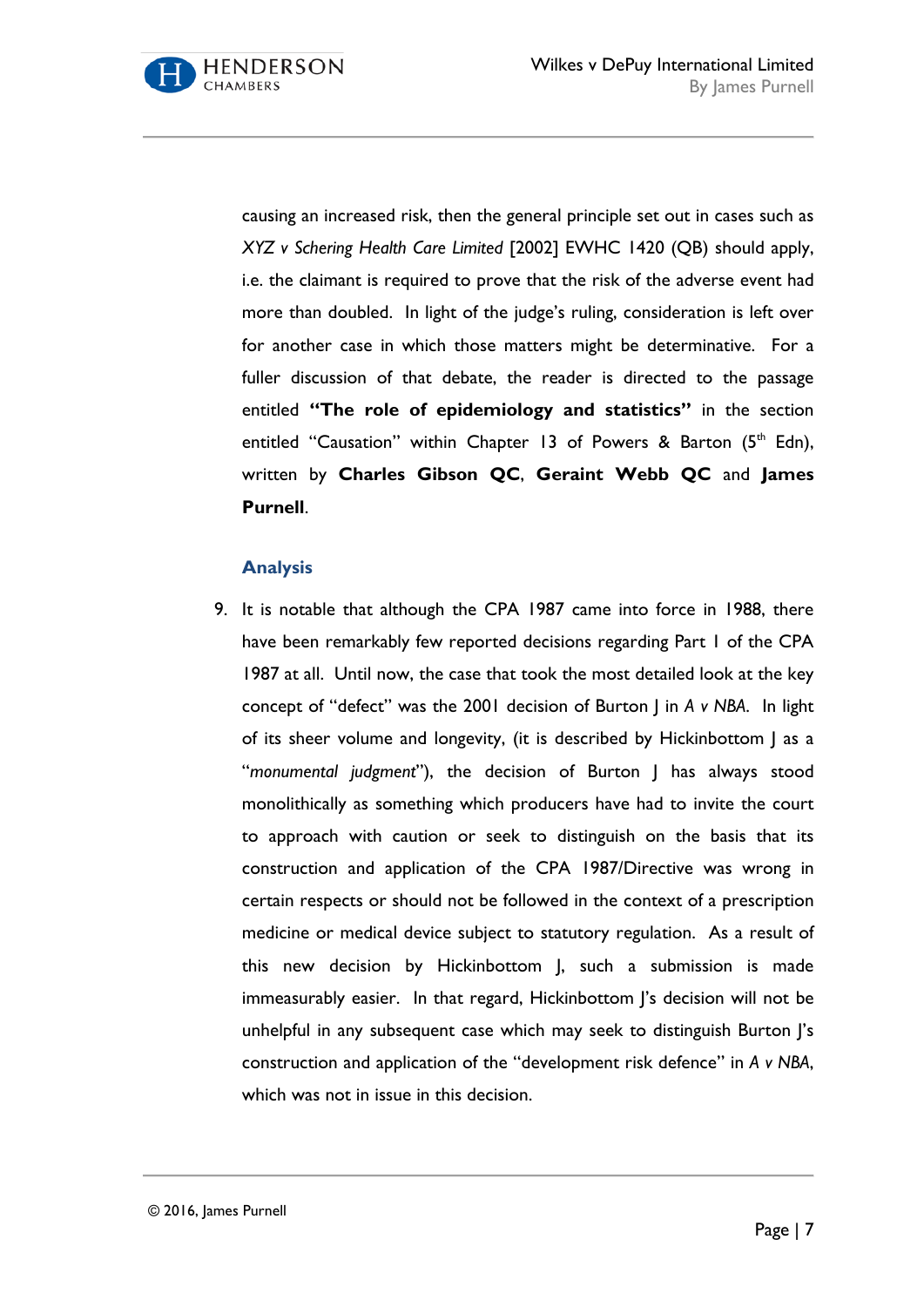causing an increased risk, then the general principle set out in cases such as *XYZ v Schering Health Care Limited* [2002] EWHC 1420 (QB) should apply, i.e. the claimant is required to prove that the risk of the adverse event had more than doubled. In light of the judge's ruling, consideration is left over for another case in which those matters might be determinative. For a fuller discussion of that debate, the reader is directed to the passage entitled **"The role of epidemiology and statistics"** in the section entitled "Causation" within Chapter 13 of Powers & Barton (5th Edn), written by **Charles Gibson QC**, **Geraint Webb QC** and **James Purnell**.

## Analysis

9. It is notable that although the CPA 1987 came into force in 1988, there have been remarkably few reported decisions regarding Part I of the CPA 1987 at all. Until now, the case that took the most detailed look at the key concept of "defect" was the 2001 decision of Burton J in *A v NBA*. In light of its sheer volume and longevity, (it is described by Hickinbottom J as a "*monumental judgment*"), the decision of Burton J has always stood monolithically as something which producers have had to invite the court to approach with caution or seek to distinguish on the basis that its construction and application of the CPA 1987/Directive was wrong in certain respects or should not be followed in the context of a prescription medicine or medical device subject to statutory regulation. As a result of this new decision by Hickinbottom J, such a submission is made immeasurably easier. In that regard, Hickinbottom J's decision will not be unhelpful in any subsequent case which may seek to distinguish Burton J's construction and application of the "development risk defence" in *A v NBA*, which was not in issue in this decision.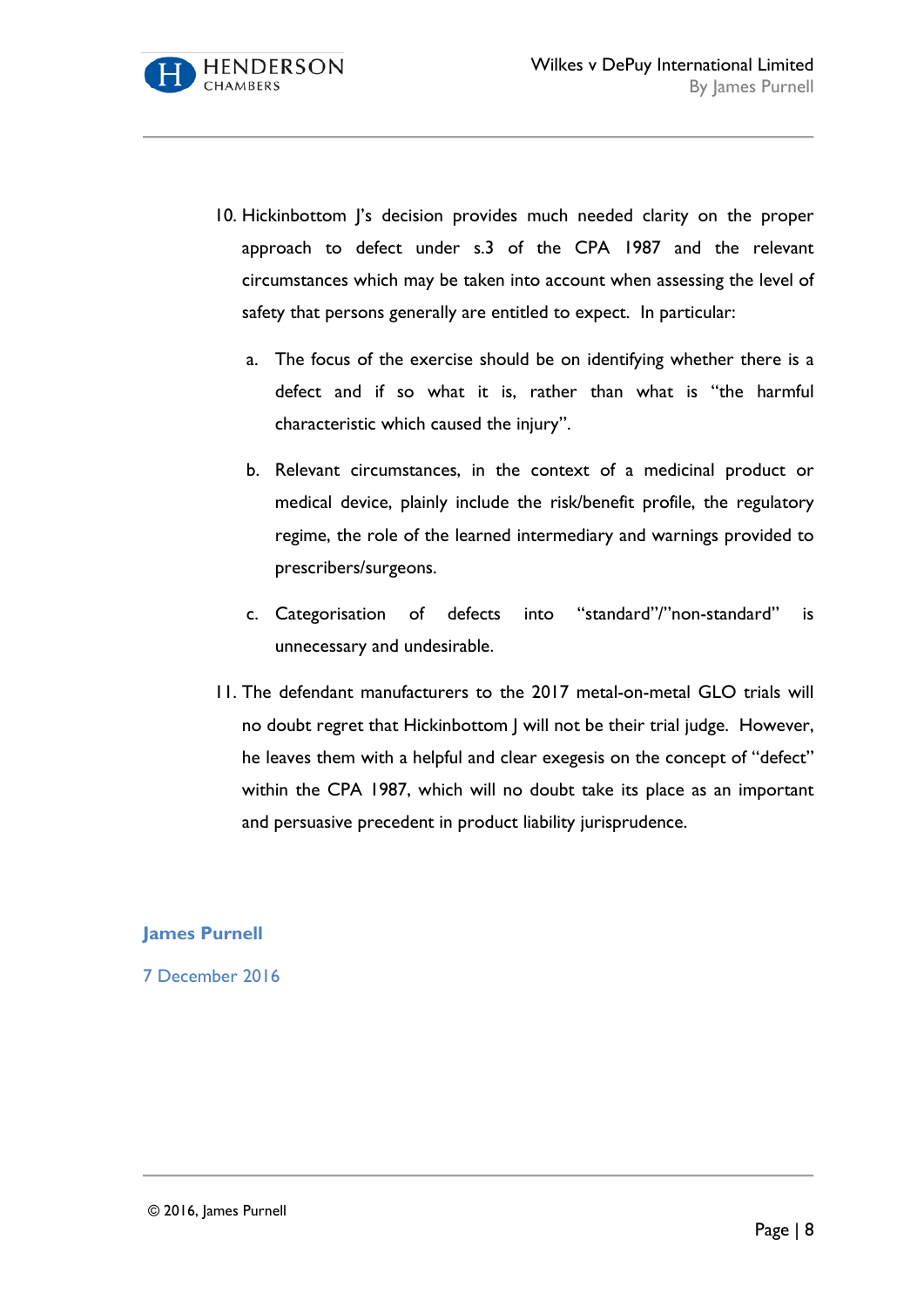10. Hickinbottom J's decision provides much needed clarity on the proper approach to defect under s.3 of the CPA 1987 and the relevant circumstances which may be taken into account when assessing the level of safety that persons generally are entitled to expect. In particular:

    a. The focus of the exercise should be on identifying whether there is a defect and if so what it is, rather than what is "the harmful characteristic which caused the injury".

    b. Relevant circumstances, in the context of a medicinal product or medical device, plainly include the risk/benefit profile, the regulatory regime, the role of the learned intermediary and warnings provided to prescribers/surgeons.

    c. Categorisation of defects into "standard"/"non-standard" is unnecessary and undesirable.

11. The defendant manufacturers to the 2017 metal-on-metal GLO trials will no doubt regret that Hickinbottom J will not be their trial judge. However, he leaves them with a helpful and clear exegesis on the concept of "defect" within the CPA 1987, which will no doubt take its place as an important and persuasive precedent in product liability jurisprudence.

**James Purnell**

7 December 2016

© 2016, James Purnell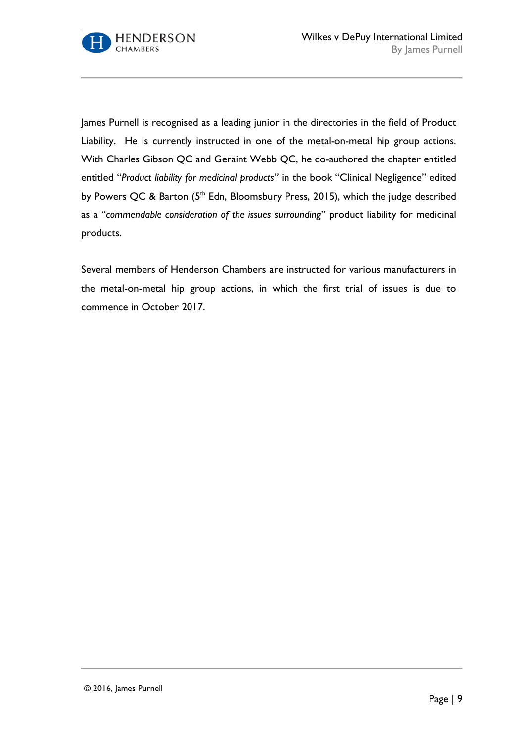James Purnell is recognised as a leading junior in the directories in the field of Product Liability. He is currently instructed in one of the metal-on-metal hip group actions. With Charles Gibson QC and Geraint Webb QC, he co-authored the chapter entitled entitled "*Product liability for medicinal products"* in the book "Clinical Negligence" edited by Powers QC & Barton (5th Edn, Bloomsbury Press, 2015), which the judge described as a "*commendable consideration of the issues surrounding*" product liability for medicinal products.

Several members of Henderson Chambers are instructed for various manufacturers in the metal-on-metal hip group actions, in which the first trial of issues is due to commence in October 2017.

© 2016, James Purnell